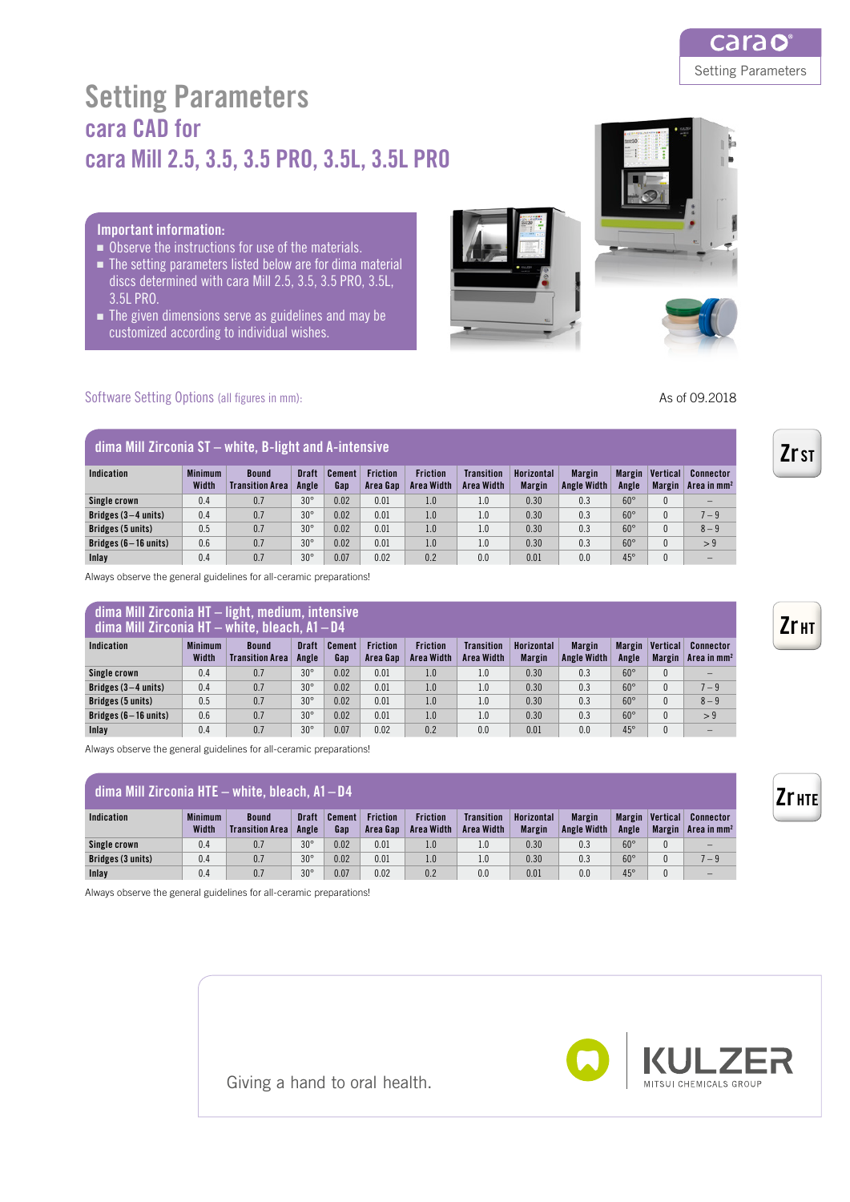# Setting Parameters

## cara CAD for cara Mill 2.5, 3.5, 3.5 PRO, 3.5L, 3.5L PRO

**Important information:**

- Observe the instructions for use of the materials.
- The setting parameters listed below are for dima material discs determined with cara Mill 2.5, 3.5, 3.5 PRO, 3.5L, 3.5L PRO.
- The given dimensions serve as guidelines and may be customized according to individual wishes.

Software Setting Options (all figures in mm):

As of 09.2018

### dima Mill Zirconia ST – white, B-light and A-intensive

Zr ST

| Indication | Minimum Width | Bound Transition Area | Draft Angle | Cement Gap | Friction Area Gap | Friction Area Width | Transition Area Width | Horizontal Margin | Margin Angle Width | Margin Angle | Vertical Margin | Connector Area in mm² |
|---|---|---|---|---|---|---|---|---|---|---|---|---|
| **Single crown** | 0.4 | 0.7 | 30° | 0.02 | 0.01 | 1.0 | 1.0 | 0.30 | 0.3 | 60° | 0 | – |
| **Bridges (3 – 4 units)** | 0.4 | 0.7 | 30° | 0.02 | 0.01 | 1.0 | 1.0 | 0.30 | 0.3 | 60° | 0 | 7 – 9 |
| **Bridges (5 units)** | 0.5 | 0.7 | 30° | 0.02 | 0.01 | 1.0 | 1.0 | 0.30 | 0.3 | 60° | 0 | 8 – 9 |
| **Bridges (6 – 16 units)** | 0.6 | 0.7 | 30° | 0.02 | 0.01 | 1.0 | 1.0 | 0.30 | 0.3 | 60° | 0 | > 9 |
| **Inlay** | 0.4 | 0.7 | 30° | 0.07 | 0.02 | 0.2 | 0.0 | 0.01 | 0.0 | 45° | 0 | – |

Always observe the general guidelines for all-ceramic preparations!

### dima Mill Zirconia HT – light, medium, intensive<br>dima Mill Zirconia HT – white, bleach, A1 – D4

Zr HT

| Indication | Minimum Width | Bound Transition Area | Draft Angle | Cement Gap | Friction Area Gap | Friction Area Width | Transition Area Width | Horizontal Margin | Margin Angle Width | Margin Angle | Vertical Margin | Connector Area in mm² |
|---|---|---|---|---|---|---|---|---|---|---|---|---|
| **Single crown** | 0.4 | 0.7 | 30° | 0.02 | 0.01 | 1.0 | 1.0 | 0.30 | 0.3 | 60° | 0 | – |
| **Bridges (3 – 4 units)** | 0.4 | 0.7 | 30° | 0.02 | 0.01 | 1.0 | 1.0 | 0.30 | 0.3 | 60° | 0 | 7 – 9 |
| **Bridges (5 units)** | 0.5 | 0.7 | 30° | 0.02 | 0.01 | 1.0 | 1.0 | 0.30 | 0.3 | 60° | 0 | 8 – 9 |
| **Bridges (6 – 16 units)** | 0.6 | 0.7 | 30° | 0.02 | 0.01 | 1.0 | 1.0 | 0.30 | 0.3 | 60° | 0 | > 9 |
| **Inlay** | 0.4 | 0.7 | 30° | 0.07 | 0.02 | 0.2 | 0.0 | 0.01 | 0.0 | 45° | 0 | – |

Always observe the general guidelines for all-ceramic preparations!

### dima Mill Zirconia HTE – white, bleach, A1 – D4

Zr HTE

| Indication | Minimum Width | Bound Transition Area | Draft Angle | Cement Gap | Friction Area Gap | Friction Area Width | Transition Area Width | Horizontal Margin | Margin Angle Width | Margin Angle | Vertical Margin | Connector Area in mm² |
|---|---|---|---|---|---|---|---|---|---|---|---|---|
| **Single crown** | 0.4 | 0.7 | 30° | 0.02 | 0.01 | 1.0 | 1.0 | 0.30 | 0.3 | 60° | 0 | – |
| **Bridges (3 units)** | 0.4 | 0.7 | 30° | 0.02 | 0.01 | 1.0 | 1.0 | 0.30 | 0.3 | 60° | 0 | 7 – 9 |
| **Inlay** | 0.4 | 0.7 | 30° | 0.07 | 0.02 | 0.2 | 0.0 | 0.01 | 0.0 | 45° | 0 | – |

Always observe the general guidelines for all-ceramic preparations!

Giving a hand to oral health.

KULZER
MITSUI CHEMICALS GROUP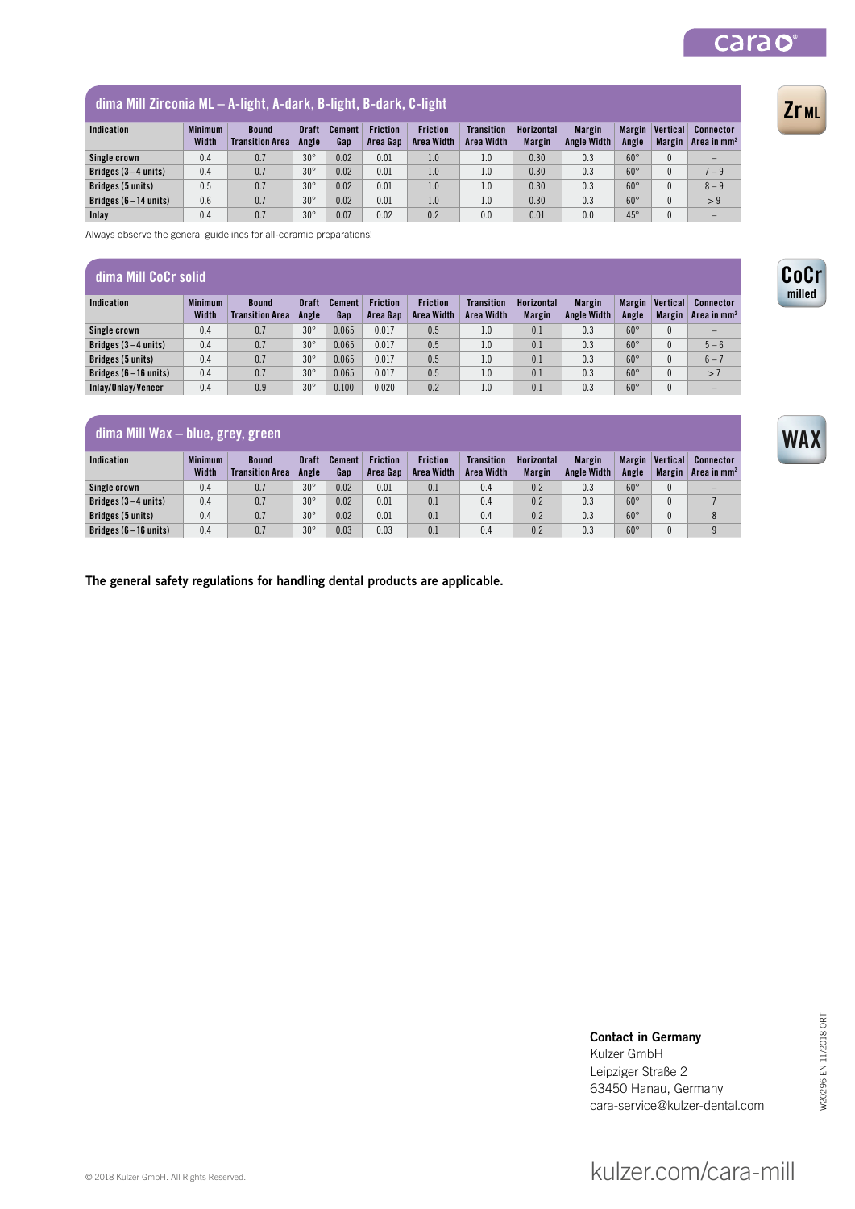## dima Mill Zirconia ML – A-light, A-dark, B-light, B-dark, C-light

| Indication | Minimum Width | Bound Transition Area | Draft Angle | Cement Gap | Friction Area Gap | Friction Area Width | Transition Area Width | Horizontal Margin | Margin Angle Width | Margin Angle | Vertical Margin | Connector Area in mm² |
|---|---|---|---|---|---|---|---|---|---|---|---|---|
| Single crown | 0.4 | 0.7 | 30° | 0.02 | 0.01 | 1.0 | 1.0 | 0.30 | 0.3 | 60° | 0 | – |
| Bridges (3 – 4 units) | 0.4 | 0.7 | 30° | 0.02 | 0.01 | 1.0 | 1.0 | 0.30 | 0.3 | 60° | 0 | 7 – 9 |
| Bridges (5 units) | 0.5 | 0.7 | 30° | 0.02 | 0.01 | 1.0 | 1.0 | 0.30 | 0.3 | 60° | 0 | 8 – 9 |
| Bridges (6 – 14 units) | 0.6 | 0.7 | 30° | 0.02 | 0.01 | 1.0 | 1.0 | 0.30 | 0.3 | 60° | 0 | > 9 |
| Inlay | 0.4 | 0.7 | 30° | 0.07 | 0.02 | 0.2 | 0.0 | 0.01 | 0.0 | 45° | 0 | – |

Always observe the general guidelines for all-ceramic preparations!

## dima Mill CoCr solid

| Indication | Minimum Width | Bound Transition Area | Draft Angle | Cement Gap | Friction Area Gap | Friction Area Width | Transition Area Width | Horizontal Margin | Margin Angle Width | Margin Angle | Vertical Margin | Connector Area in mm² |
|---|---|---|---|---|---|---|---|---|---|---|---|---|
| Single crown | 0.4 | 0.7 | 30° | 0.065 | 0.017 | 0.5 | 1.0 | 0.1 | 0.3 | 60° | 0 | – |
| Bridges (3 – 4 units) | 0.4 | 0.7 | 30° | 0.065 | 0.017 | 0.5 | 1.0 | 0.1 | 0.3 | 60° | 0 | 5 – 6 |
| Bridges (5 units) | 0.4 | 0.7 | 30° | 0.065 | 0.017 | 0.5 | 1.0 | 0.1 | 0.3 | 60° | 0 | 6 – 7 |
| Bridges (6 – 16 units) | 0.4 | 0.7 | 30° | 0.065 | 0.017 | 0.5 | 1.0 | 0.1 | 0.3 | 60° | 0 | > 7 |
| Inlay/Onlay/Veneer | 0.4 | 0.9 | 30° | 0.100 | 0.020 | 0.2 | 1.0 | 0.1 | 0.3 | 60° | 0 | – |

## dima Mill Wax – blue, grey, green

| Indication | Minimum Width | Bound Transition Area | Draft Angle | Cement Gap | Friction Area Gap | Friction Area Width | Transition Area Width | Horizontal Margin | Margin Angle Width | Margin Angle | Vertical Margin | Connector Area in mm² |
|---|---|---|---|---|---|---|---|---|---|---|---|---|
| Single crown | 0.4 | 0.7 | 30° | 0.02 | 0.01 | 0.1 | 0.4 | 0.2 | 0.3 | 60° | 0 | – |
| Bridges (3 – 4 units) | 0.4 | 0.7 | 30° | 0.02 | 0.01 | 0.1 | 0.4 | 0.2 | 0.3 | 60° | 0 | 7 |
| Bridges (5 units) | 0.4 | 0.7 | 30° | 0.02 | 0.01 | 0.1 | 0.4 | 0.2 | 0.3 | 60° | 0 | 8 |
| Bridges (6 – 16 units) | 0.4 | 0.7 | 30° | 0.03 | 0.03 | 0.1 | 0.4 | 0.2 | 0.3 | 60° | 0 | 9 |

**The general safety regulations for handling dental products are applicable.**

**Contact in Germany**
Kulzer GmbH
Leipziger Straße 2
63450 Hanau, Germany
cara-service@kulzer-dental.com

W20296 EN 11/2018 ORT

© 2018 Kulzer GmbH. All Rights Reserved.

kulzer.com/cara-mill